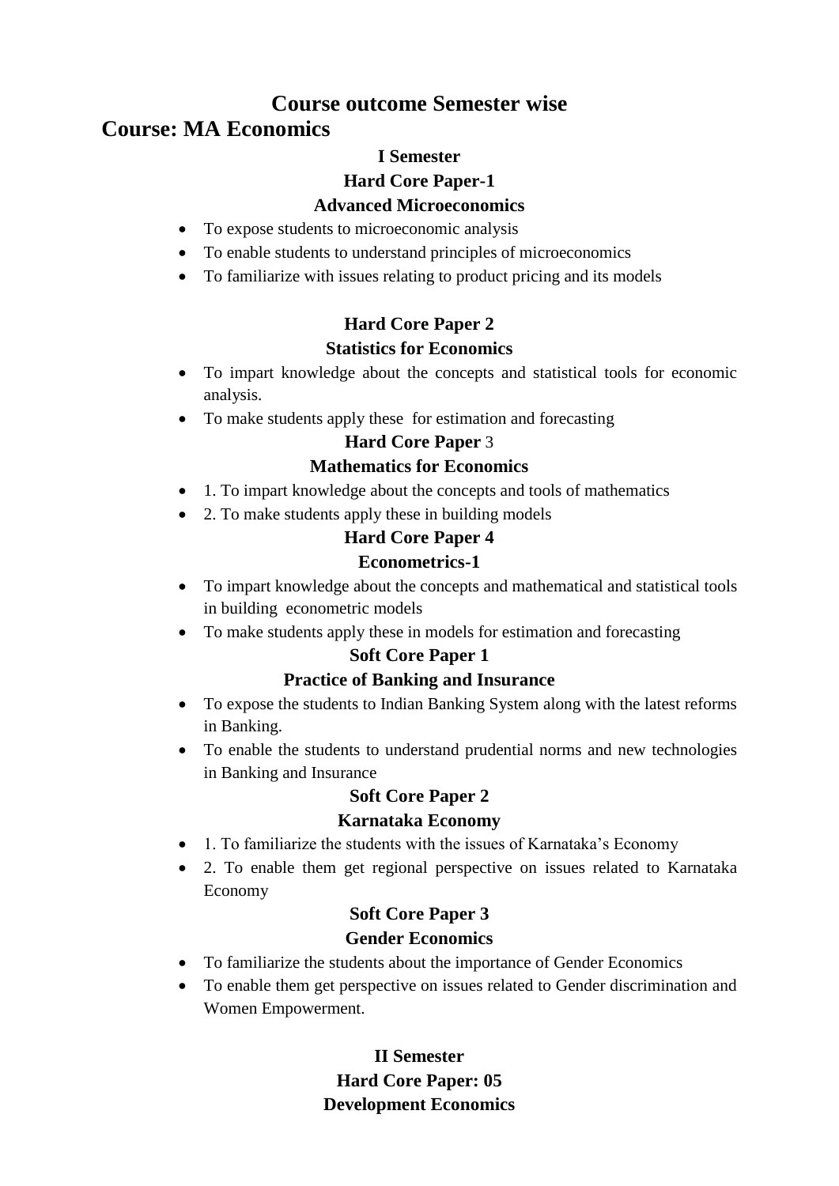# Course outcome Semester wise

## Course: MA Economics

### I Semester

### Hard Core Paper-1

### Advanced Microeconomics

- To expose students to microeconomic analysis
- To enable students to understand principles of microeconomics
- To familiarize with issues relating to product pricing and its models

### Hard Core Paper 2

### Statistics for Economics

- To impart knowledge about the concepts and statistical tools for economic analysis.
- To make students apply these for estimation and forecasting

### Hard Core Paper 3

### Mathematics for Economics

- 1. To impart knowledge about the concepts and tools of mathematics
- 2. To make students apply these in building models

### Hard Core Paper 4

### Econometrics-1

- To impart knowledge about the concepts and mathematical and statistical tools in building econometric models
- To make students apply these in models for estimation and forecasting

### Soft Core Paper 1

### Practice of Banking and Insurance

- To expose the students to Indian Banking System along with the latest reforms in Banking.
- To enable the students to understand prudential norms and new technologies in Banking and Insurance

### Soft Core Paper 2

### Karnataka Economy

- 1. To familiarize the students with the issues of Karnataka's Economy
- 2. To enable them get regional perspective on issues related to Karnataka Economy

### Soft Core Paper 3

### Gender Economics

- To familiarize the students about the importance of Gender Economics
- To enable them get perspective on issues related to Gender discrimination and Women Empowerment.

### II Semester

### Hard Core Paper: 05

### Development Economics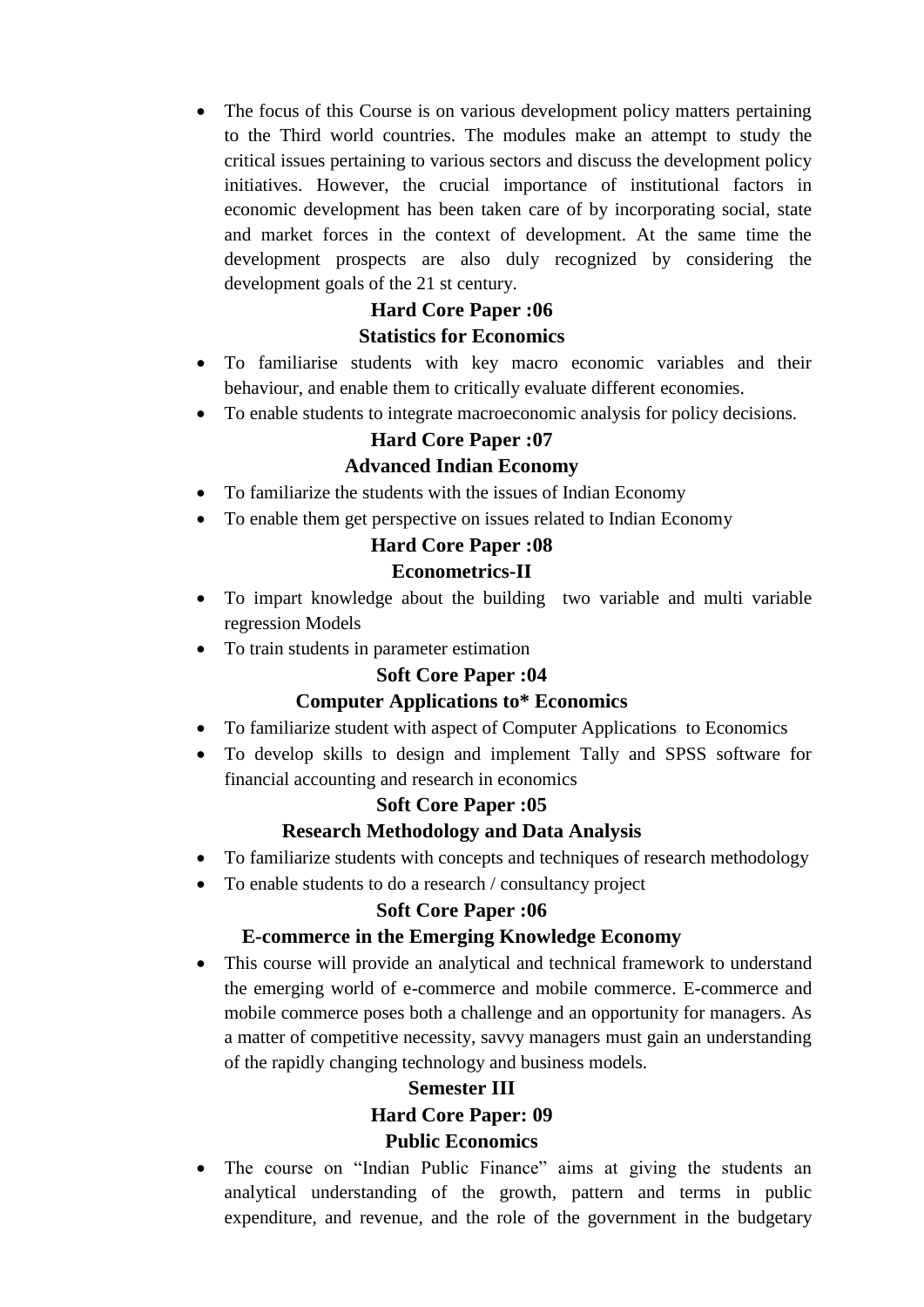- The focus of this Course is on various development policy matters pertaining to the Third world countries. The modules make an attempt to study the critical issues pertaining to various sectors and discuss the development policy initiatives. However, the crucial importance of institutional factors in economic development has been taken care of by incorporating social, state and market forces in the context of development. At the same time the development prospects are also duly recognized by considering the development goals of the 21 st century.

**Hard Core Paper :06**

**Statistics for Economics**

- To familiarise students with key macro economic variables and their behaviour, and enable them to critically evaluate different economies.
- To enable students to integrate macroeconomic analysis for policy decisions.

**Hard Core Paper :07**

**Advanced Indian Economy**

- To familiarize the students with the issues of Indian Economy
- To enable them get perspective on issues related to Indian Economy

**Hard Core Paper :08**

**Econometrics-II**

- To impart knowledge about the building two variable and multi variable regression Models
- To train students in parameter estimation

**Soft Core Paper :04**

**Computer Applications to* Economics**

- To familiarize student with aspect of Computer Applications to Economics
- To develop skills to design and implement Tally and SPSS software for financial accounting and research in economics

**Soft Core Paper :05**

**Research Methodology and Data Analysis**

- To familiarize students with concepts and techniques of research methodology
- To enable students to do a research / consultancy project

**Soft Core Paper :06**

**E-commerce in the Emerging Knowledge Economy**

- This course will provide an analytical and technical framework to understand the emerging world of e-commerce and mobile commerce. E-commerce and mobile commerce poses both a challenge and an opportunity for managers. As a matter of competitive necessity, savvy managers must gain an understanding of the rapidly changing technology and business models.

**Semester III**

**Hard Core Paper: 09**

**Public Economics**

- The course on "Indian Public Finance" aims at giving the students an analytical understanding of the growth, pattern and terms in public expenditure, and revenue, and the role of the government in the budgetary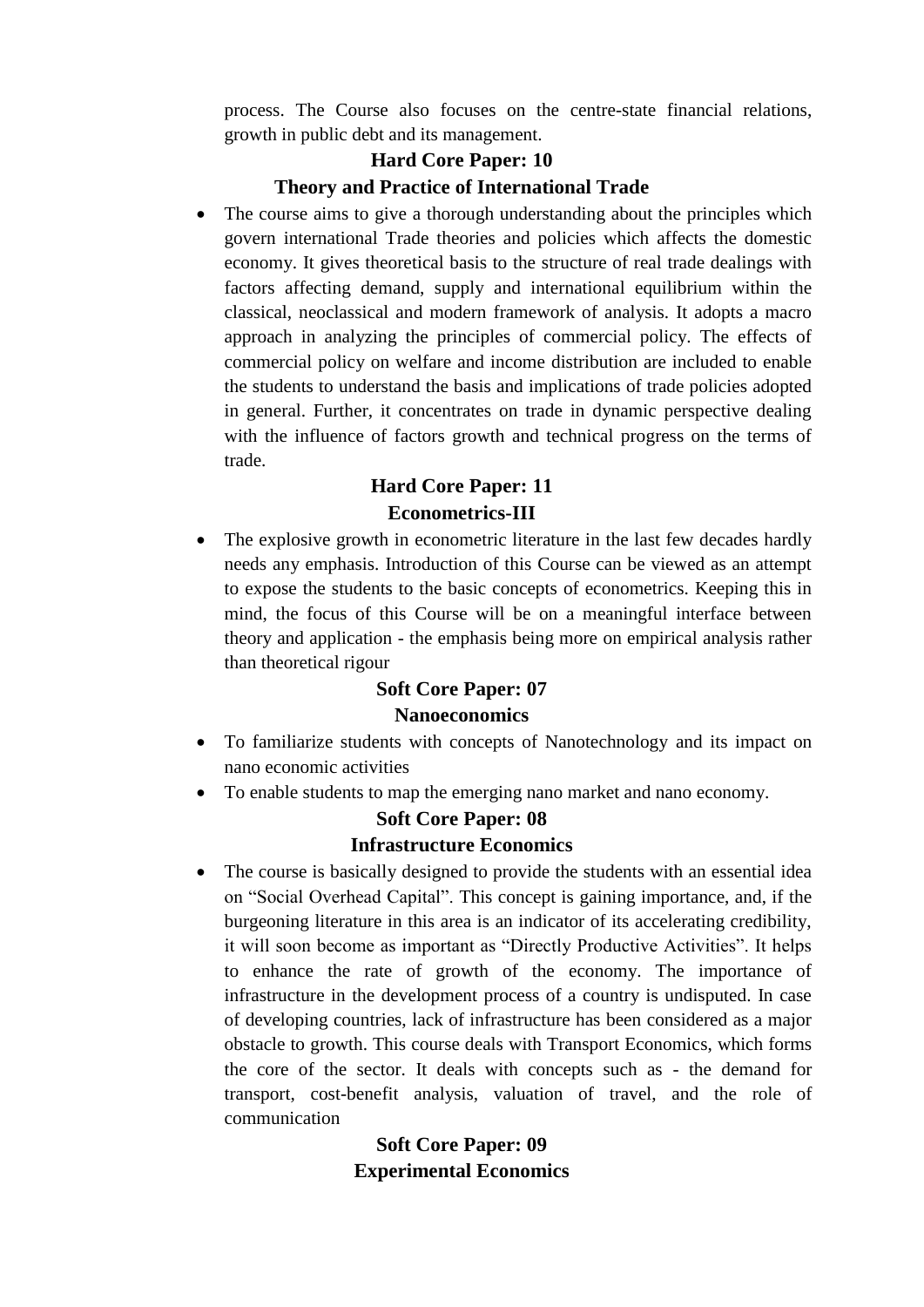process. The Course also focuses on the centre-state financial relations, growth in public debt and its management.

### Hard Core Paper: 10
### Theory and Practice of International Trade

- The course aims to give a thorough understanding about the principles which govern international Trade theories and policies which affects the domestic economy. It gives theoretical basis to the structure of real trade dealings with factors affecting demand, supply and international equilibrium within the classical, neoclassical and modern framework of analysis. It adopts a macro approach in analyzing the principles of commercial policy. The effects of commercial policy on welfare and income distribution are included to enable the students to understand the basis and implications of trade policies adopted in general. Further, it concentrates on trade in dynamic perspective dealing with the influence of factors growth and technical progress on the terms of trade.

### Hard Core Paper: 11
### Econometrics-III

- The explosive growth in econometric literature in the last few decades hardly needs any emphasis. Introduction of this Course can be viewed as an attempt to expose the students to the basic concepts of econometrics. Keeping this in mind, the focus of this Course will be on a meaningful interface between theory and application - the emphasis being more on empirical analysis rather than theoretical rigour

### Soft Core Paper: 07
### Nanoeconomics

- To familiarize students with concepts of Nanotechnology and its impact on nano economic activities
- To enable students to map the emerging nano market and nano economy.

### Soft Core Paper: 08
### Infrastructure Economics

- The course is basically designed to provide the students with an essential idea on "Social Overhead Capital". This concept is gaining importance, and, if the burgeoning literature in this area is an indicator of its accelerating credibility, it will soon become as important as "Directly Productive Activities". It helps to enhance the rate of growth of the economy. The importance of infrastructure in the development process of a country is undisputed. In case of developing countries, lack of infrastructure has been considered as a major obstacle to growth. This course deals with Transport Economics, which forms the core of the sector. It deals with concepts such as - the demand for transport, cost-benefit analysis, valuation of travel, and the role of communication

### Soft Core Paper: 09
### Experimental Economics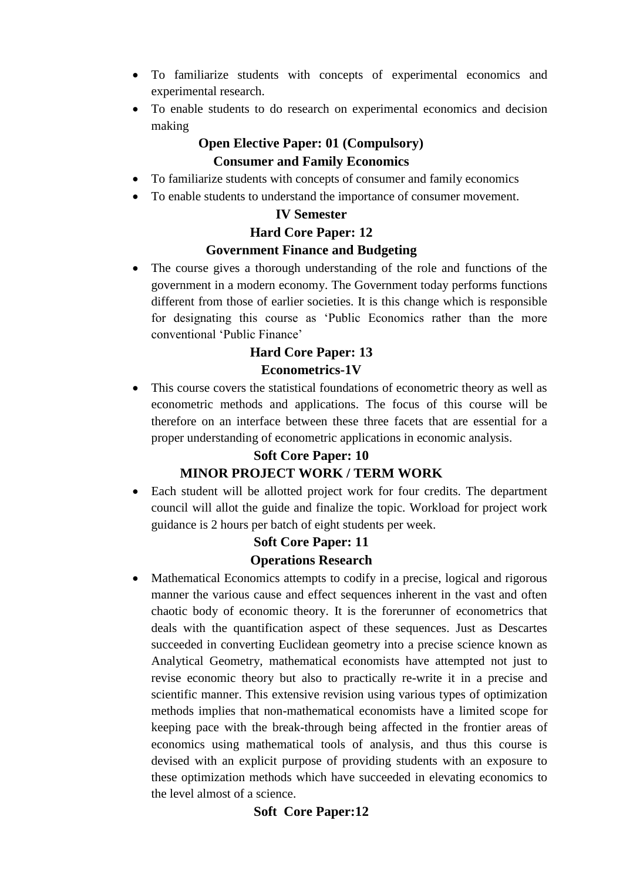- To familiarize students with concepts of experimental economics and experimental research.
- To enable students to do research on experimental economics and decision making

### Open Elective Paper: 01 (Compulsory)

### Consumer and Family Economics

- To familiarize students with concepts of consumer and family economics
- To enable students to understand the importance of consumer movement.

## IV Semester

### Hard Core Paper: 12

### Government Finance and Budgeting

- The course gives a thorough understanding of the role and functions of the government in a modern economy. The Government today performs functions different from those of earlier societies. It is this change which is responsible for designating this course as 'Public Economics rather than the more conventional 'Public Finance'

### Hard Core Paper: 13

### Econometrics-1V

- This course covers the statistical foundations of econometric theory as well as econometric methods and applications. The focus of this course will be therefore on an interface between these three facets that are essential for a proper understanding of econometric applications in economic analysis.

### Soft Core Paper: 10

### MINOR PROJECT WORK / TERM WORK

- Each student will be allotted project work for four credits. The department council will allot the guide and finalize the topic. Workload for project work guidance is 2 hours per batch of eight students per week.

### Soft Core Paper: 11

### Operations Research

- Mathematical Economics attempts to codify in a precise, logical and rigorous manner the various cause and effect sequences inherent in the vast and often chaotic body of economic theory. It is the forerunner of econometrics that deals with the quantification aspect of these sequences. Just as Descartes succeeded in converting Euclidean geometry into a precise science known as Analytical Geometry, mathematical economists have attempted not just to revise economic theory but also to practically re-write it in a precise and scientific manner. This extensive revision using various types of optimization methods implies that non-mathematical economists have a limited scope for keeping pace with the break-through being affected in the frontier areas of economics using mathematical tools of analysis, and thus this course is devised with an explicit purpose of providing students with an exposure to these optimization methods which have succeeded in elevating economics to the level almost of a science.

### Soft Core Paper:12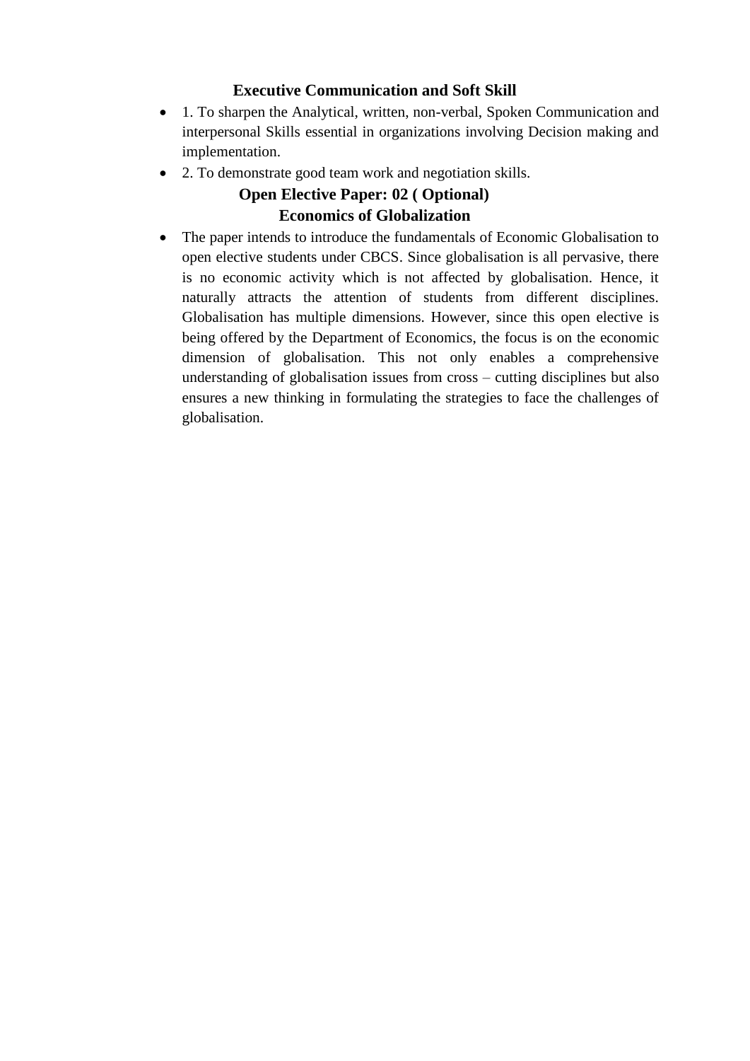### Executive Communication and Soft Skill

- 1. To sharpen the Analytical, written, non-verbal, Spoken Communication and interpersonal Skills essential in organizations involving Decision making and implementation.
- 2. To demonstrate good team work and negotiation skills.

### Open Elective Paper: 02 ( Optional)

### Economics of Globalization

- The paper intends to introduce the fundamentals of Economic Globalisation to open elective students under CBCS. Since globalisation is all pervasive, there is no economic activity which is not affected by globalisation. Hence, it naturally attracts the attention of students from different disciplines. Globalisation has multiple dimensions. However, since this open elective is being offered by the Department of Economics, the focus is on the economic dimension of globalisation. This not only enables a comprehensive understanding of globalisation issues from cross – cutting disciplines but also ensures a new thinking in formulating the strategies to face the challenges of globalisation.